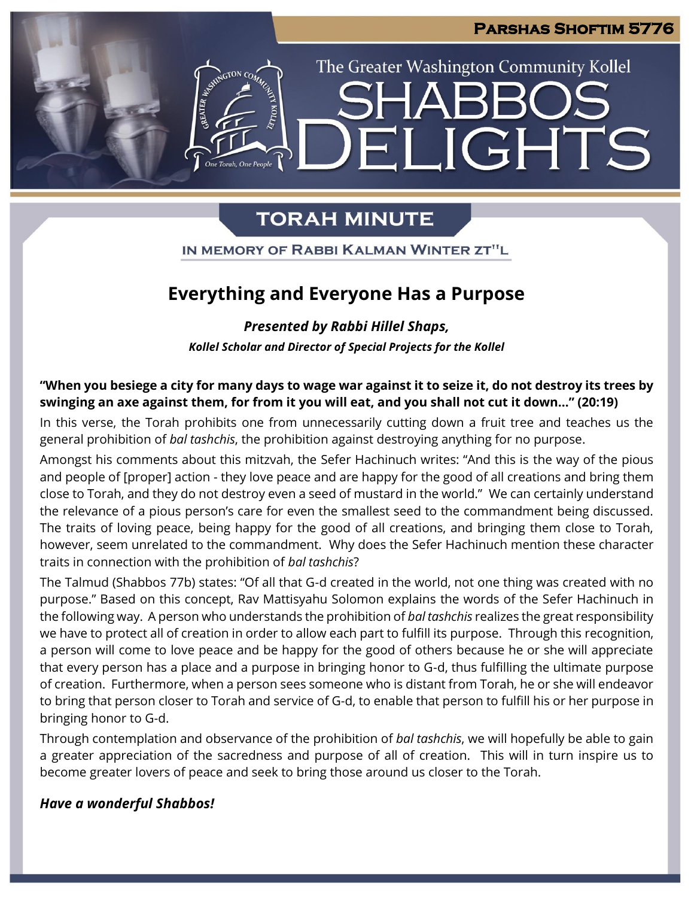**PARSHAS SHOFTIM 5776**

The Greater Washington Community Kollel

# SHABBOS DELIGHTS

## TORAH MINUTE

IN MEMORY OF RABBI KALMAN WINTER ZT"L

## Everything and Everyone Has a Purpose

***Presented by Rabbi Hillel Shaps,***

***Kollel Scholar and Director of Special Projects for the Kollel***

**"When you besiege a city for many days to wage war against it to seize it, do not destroy its trees by swinging an axe against them, for from it you will eat, and you shall not cut it down..." (20:19)**

In this verse, the Torah prohibits one from unnecessarily cutting down a fruit tree and teaches us the general prohibition of *bal tashchis*, the prohibition against destroying anything for no purpose.

Amongst his comments about this mitzvah, the Sefer Hachinuch writes: "And this is the way of the pious and people of [proper] action - they love peace and are happy for the good of all creations and bring them close to Torah, and they do not destroy even a seed of mustard in the world." We can certainly understand the relevance of a pious person's care for even the smallest seed to the commandment being discussed. The traits of loving peace, being happy for the good of all creations, and bringing them close to Torah, however, seem unrelated to the commandment. Why does the Sefer Hachinuch mention these character traits in connection with the prohibition of *bal tashchis*?

The Talmud (Shabbos 77b) states: "Of all that G-d created in the world, not one thing was created with no purpose." Based on this concept, Rav Mattisyahu Solomon explains the words of the Sefer Hachinuch in the following way. A person who understands the prohibition of *bal tashchis* realizes the great responsibility we have to protect all of creation in order to allow each part to fulfill its purpose. Through this recognition, a person will come to love peace and be happy for the good of others because he or she will appreciate that every person has a place and a purpose in bringing honor to G-d, thus fulfilling the ultimate purpose of creation. Furthermore, when a person sees someone who is distant from Torah, he or she will endeavor to bring that person closer to Torah and service of G-d, to enable that person to fulfill his or her purpose in bringing honor to G-d.

Through contemplation and observance of the prohibition of *bal tashchis*, we will hopefully be able to gain a greater appreciation of the sacredness and purpose of all of creation. This will in turn inspire us to become greater lovers of peace and seek to bring those around us closer to the Torah.

***Have a wonderful Shabbos!***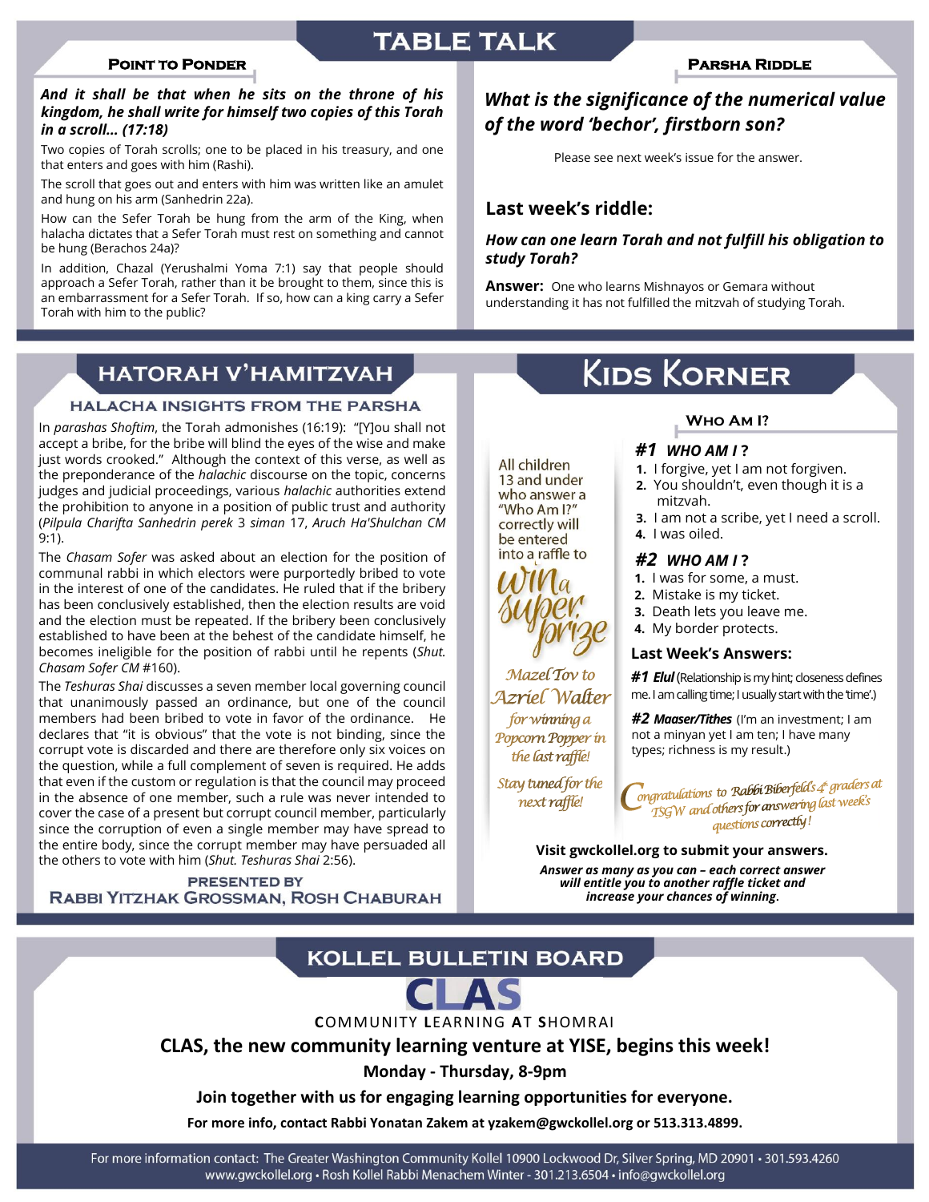# TABLE TALK

## POINT TO PONDER

***And it shall be that when he sits on the throne of his kingdom, he shall write for himself two copies of this Torah in a scroll… (17:18)***

Two copies of Torah scrolls; one to be placed in his treasury, and one that enters and goes with him (Rashi).

The scroll that goes out and enters with him was written like an amulet and hung on his arm (Sanhedrin 22a).

How can the Sefer Torah be hung from the arm of the King, when halacha dictates that a Sefer Torah must rest on something and cannot be hung (Berachos 24a)?

In addition, Chazal (Yerushalmi Yoma 7:1) say that people should approach a Sefer Torah, rather than it be brought to them, since this is an embarrassment for a Sefer Torah. If so, how can a king carry a Sefer Torah with him to the public?

## PARSHA RIDDLE

***What is the significance of the numerical value of the word 'bechor', firstborn son?***

Please see next week's issue for the answer.

### Last week's riddle:

***How can one learn Torah and not fulfill his obligation to study Torah?***

**Answer:** One who learns Mishnayos or Gemara without understanding it has not fulfilled the mitzvah of studying Torah.

# HATORAH V'HAMITZVAH

## HALACHA INSIGHTS FROM THE PARSHA

In *parashas Shoftim*, the Torah admonishes (16:19): "[Y]ou shall not accept a bribe, for the bribe will blind the eyes of the wise and make just words crooked." Although the context of this verse, as well as the preponderance of the *halachic* discourse on the topic, concerns judges and judicial proceedings, various *halachic* authorities extend the prohibition to anyone in a position of public trust and authority (*Pilpula Charifta Sanhedrin perek* 3 *siman* 17, *Aruch Ha'Shulchan CM* 9:1).

The *Chasam Sofer* was asked about an election for the position of communal rabbi in which electors were purportedly bribed to vote in the interest of one of the candidates. He ruled that if the bribery has been conclusively established, then the election results are void and the election must be repeated. If the bribery been conclusively established to have been at the behest of the candidate himself, he becomes ineligible for the position of rabbi until he repents (*Shut. Chasam Sofer CM* #160).

The *Teshuras Shai* discusses a seven member local governing council that unanimously passed an ordinance, but one of the council members had been bribed to vote in favor of the ordinance. He declares that "it is obvious" that the vote is not binding, since the corrupt vote is discarded and there are therefore only six voices on the question, while a full complement of seven is required. He adds that even if the custom or regulation is that the council may proceed in the absence of one member, such a rule was never intended to cover the case of a present but corrupt council member, particularly since the corruption of even a single member may have spread to the entire body, since the corrupt member may have persuaded all the others to vote with him (*Shut. Teshuras Shai* 2:56).

PRESENTED BY
RABBI YITZHAK GROSSMAN, ROSH CHABURAH

# KIDS KORNER

## WHO AM I?

All children 13 and under who answer a "Who Am I?" correctly will be entered into a raffle to

*Win a super prize*

*Mazel Tov to Azriel Walter for winning a Popcorn Popper in the last raffle!*

*Stay tuned for the next raffle!*

### #1 WHO AM I ?

1. I forgive, yet I am not forgiven.
2. You shouldn't, even though it is a mitzvah.
3. I am not a scribe, yet I need a scroll.
4. I was oiled.

### #2 WHO AM I ?

1. I was for some, a must.
2. Mistake is my ticket.
3. Death lets you leave me.
4. My border protects.

### Last Week's Answers:

***#1 Elul*** (Relationship is my hint; closeness defines me. I am calling time; I usually start with the 'time'.)

***#2 Maaser/Tithes*** (I'm an investment; I am not a minyan yet I am ten; I have many types; richness is my result.)

*Congratulations to Rabbi Biberfeld's 4th graders at TSGW and others for answering last week's questions correctly!*

**Visit gwckollel.org to submit your answers.**

***Answer as many as you can – each correct answer will entitle you to another raffle ticket and increase your chances of winning.***

# KOLLEL BULLETIN BOARD

**CLAS**

**C**OMMUNITY **L**EARNING **A**T **S**HOMRAI

**CLAS, the new community learning venture at YISE, begins this week!**

**Monday - Thursday, 8-9pm**

**Join together with us for engaging learning opportunities for everyone.**

**For more info, contact Rabbi Yonatan Zakem at yzakem@gwckollel.org or 513.313.4899.**

For more information contact: The Greater Washington Community Kollel 10900 Lockwood Dr, Silver Spring, MD 20901 • 301.593.4260
www.gwckollel.org • Rosh Kollel Rabbi Menachem Winter - 301.213.6504 • info@gwckollel.org